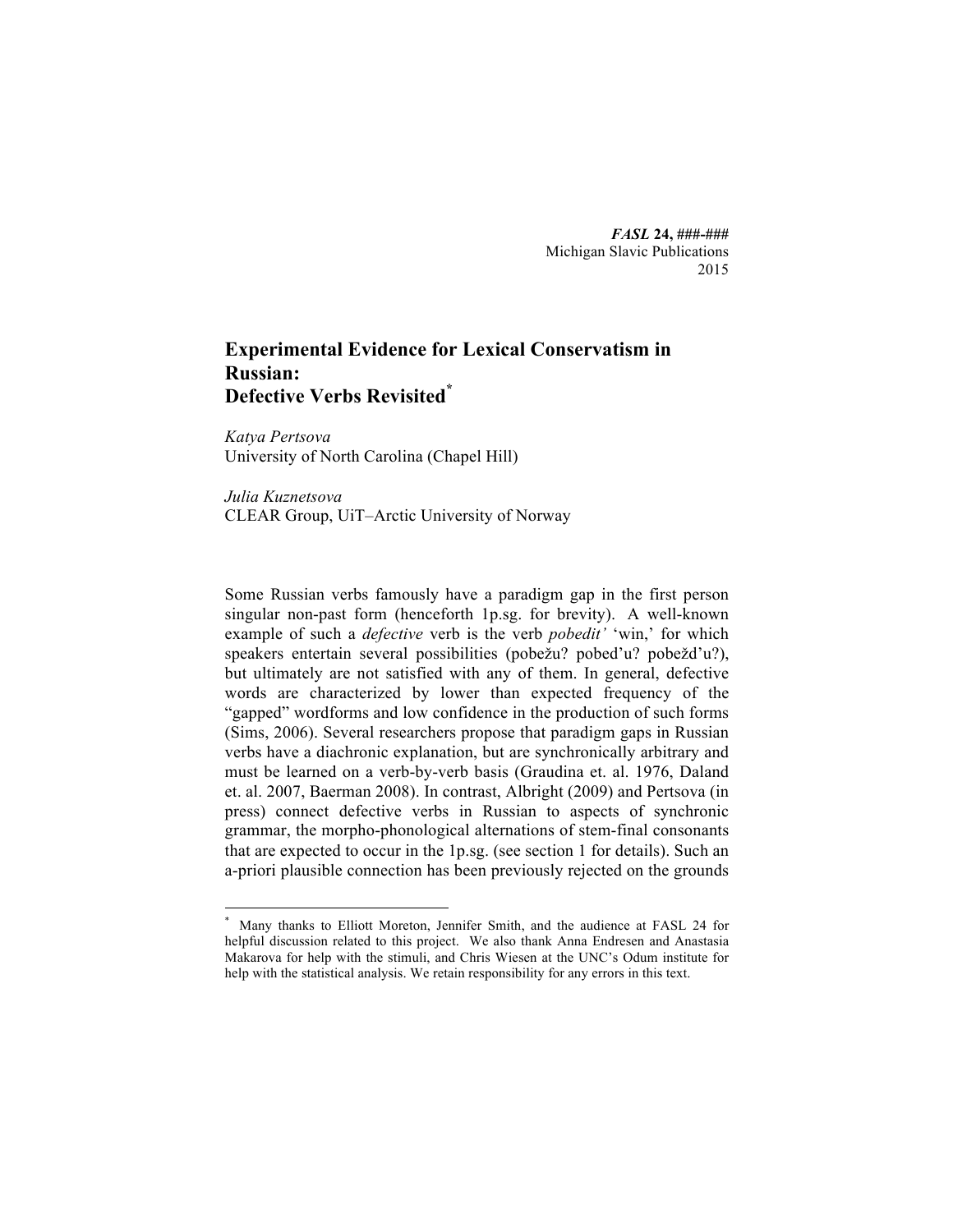# Experimental Evidence for Lexical Conservatism in Russian: Defective Verbs Revisited[*]

*Katya Pertsova*
University of North Carolina (Chapel Hill)

*Julia Kuznetsova*
CLEAR Group, UiT–Arctic University of Norway

Some Russian verbs famously have a paradigm gap in the first person singular non-past form (henceforth 1p.sg. for brevity). A well-known example of such a *defective* verb is the verb *pobedit'* 'win,' for which speakers entertain several possibilities (pobežu? pobed'u? pobežd'u?), but ultimately are not satisfied with any of them. In general, defective words are characterized by lower than expected frequency of the "gapped" wordforms and low confidence in the production of such forms (Sims, 2006). Several researchers propose that paradigm gaps in Russian verbs have a diachronic explanation, but are synchronically arbitrary and must be learned on a verb-by-verb basis (Graudina et. al. 1976, Daland et. al. 2007, Baerman 2008). In contrast, Albright (2009) and Pertsova (in press) connect defective verbs in Russian to aspects of synchronic grammar, the morpho-phonological alternations of stem-final consonants that are expected to occur in the 1p.sg. (see section 1 for details). Such an a-priori plausible connection has been previously rejected on the grounds

---

[*] Many thanks to Elliott Moreton, Jennifer Smith, and the audience at FASL 24 for helpful discussion related to this project. We also thank Anna Endresen and Anastasia Makarova for help with the stimuli, and Chris Wiesen at the UNC's Odum institute for help with the statistical analysis. We retain responsibility for any errors in this text.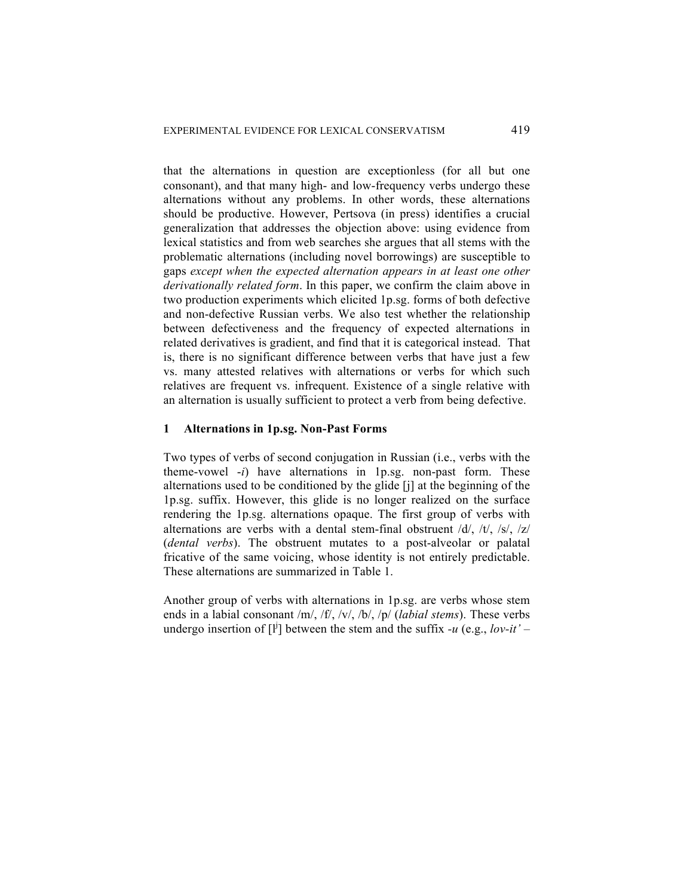that the alternations in question are exceptionless (for all but one consonant), and that many high- and low-frequency verbs undergo these alternations without any problems. In other words, these alternations should be productive. However, Pertsova (in press) identifies a crucial generalization that addresses the objection above: using evidence from lexical statistics and from web searches she argues that all stems with the problematic alternations (including novel borrowings) are susceptible to gaps *except when the expected alternation appears in at least one other derivationally related form*. In this paper, we confirm the claim above in two production experiments which elicited 1p.sg. forms of both defective and non-defective Russian verbs. We also test whether the relationship between defectiveness and the frequency of expected alternations in related derivatives is gradient, and find that it is categorical instead. That is, there is no significant difference between verbs that have just a few vs. many attested relatives with alternations or verbs for which such relatives are frequent vs. infrequent. Existence of a single relative with an alternation is usually sufficient to protect a verb from being defective.

## 1 Alternations in 1p.sg. Non-Past Forms

Two types of verbs of second conjugation in Russian (i.e., verbs with the theme-vowel *-i*) have alternations in 1p.sg. non-past form. These alternations used to be conditioned by the glide [j] at the beginning of the 1p.sg. suffix. However, this glide is no longer realized on the surface rendering the 1p.sg. alternations opaque. The first group of verbs with alternations are verbs with a dental stem-final obstruent /d/, /t/, /s/, /z/ (*dental verbs*). The obstruent mutates to a post-alveolar or palatal fricative of the same voicing, whose identity is not entirely predictable. These alternations are summarized in Table 1.

Another group of verbs with alternations in 1p.sg. are verbs whose stem ends in a labial consonant /m/, /f/, /v/, /b/, /p/ (*labial stems*). These verbs undergo insertion of [$l^j$] between the stem and the suffix *-u* (e.g., *lov-it'* –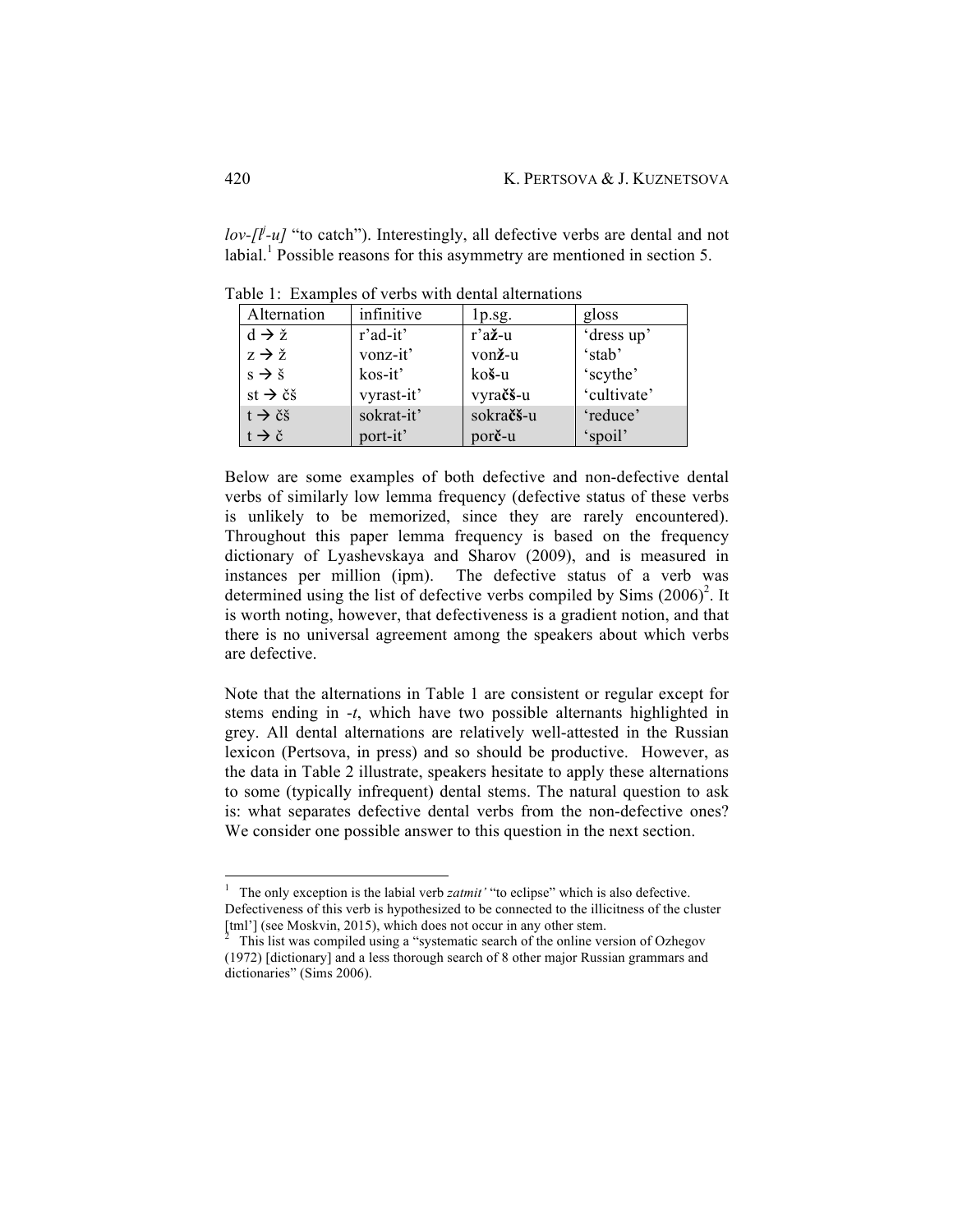*lov-[lʲ-u]* "to catch"). Interestingly, all defective verbs are dental and not labial.[1] Possible reasons for this asymmetry are mentioned in section 5.

Table 1: Examples of verbs with dental alternations

| Alternation | infinitive | 1p.sg. | gloss |
|---|---|---|---|
| d → ž | r'ad-it' | r'a**ž**-u | 'dress up' |
| z → ž | vonz-it' | von**ž**-u | 'stab' |
| s → š | kos-it' | ko**š**-u | 'scythe' |
| st → čš | vyrast-it' | vyra**čš**-u | 'cultivate' |
| t → čš | sokrat-it' | sokra**čš**-u | 'reduce' |
| t → č | port-it' | por**č**-u | 'spoil' |

Below are some examples of both defective and non-defective dental verbs of similarly low lemma frequency (defective status of these verbs is unlikely to be memorized, since they are rarely encountered). Throughout this paper lemma frequency is based on the frequency dictionary of Lyashevskaya and Sharov (2009), and is measured in instances per million (ipm). The defective status of a verb was determined using the list of defective verbs compiled by Sims (2006)[2]. It is worth noting, however, that defectiveness is a gradient notion, and that there is no universal agreement among the speakers about which verbs are defective.

Note that the alternations in Table 1 are consistent or regular except for stems ending in *-t*, which have two possible alternants highlighted in grey. All dental alternations are relatively well-attested in the Russian lexicon (Pertsova, in press) and so should be productive. However, as the data in Table 2 illustrate, speakers hesitate to apply these alternations to some (typically infrequent) dental stems. The natural question to ask is: what separates defective dental verbs from the non-defective ones? We consider one possible answer to this question in the next section.

---

[1] The only exception is the labial verb *zatmit'* "to eclipse" which is also defective. Defectiveness of this verb is hypothesized to be connected to the illicitness of the cluster [tml'] (see Moskvin, 2015), which does not occur in any other stem.

[2] This list was compiled using a "systematic search of the online version of Ozhegov (1972) [dictionary] and a less thorough search of 8 other major Russian grammars and dictionaries" (Sims 2006).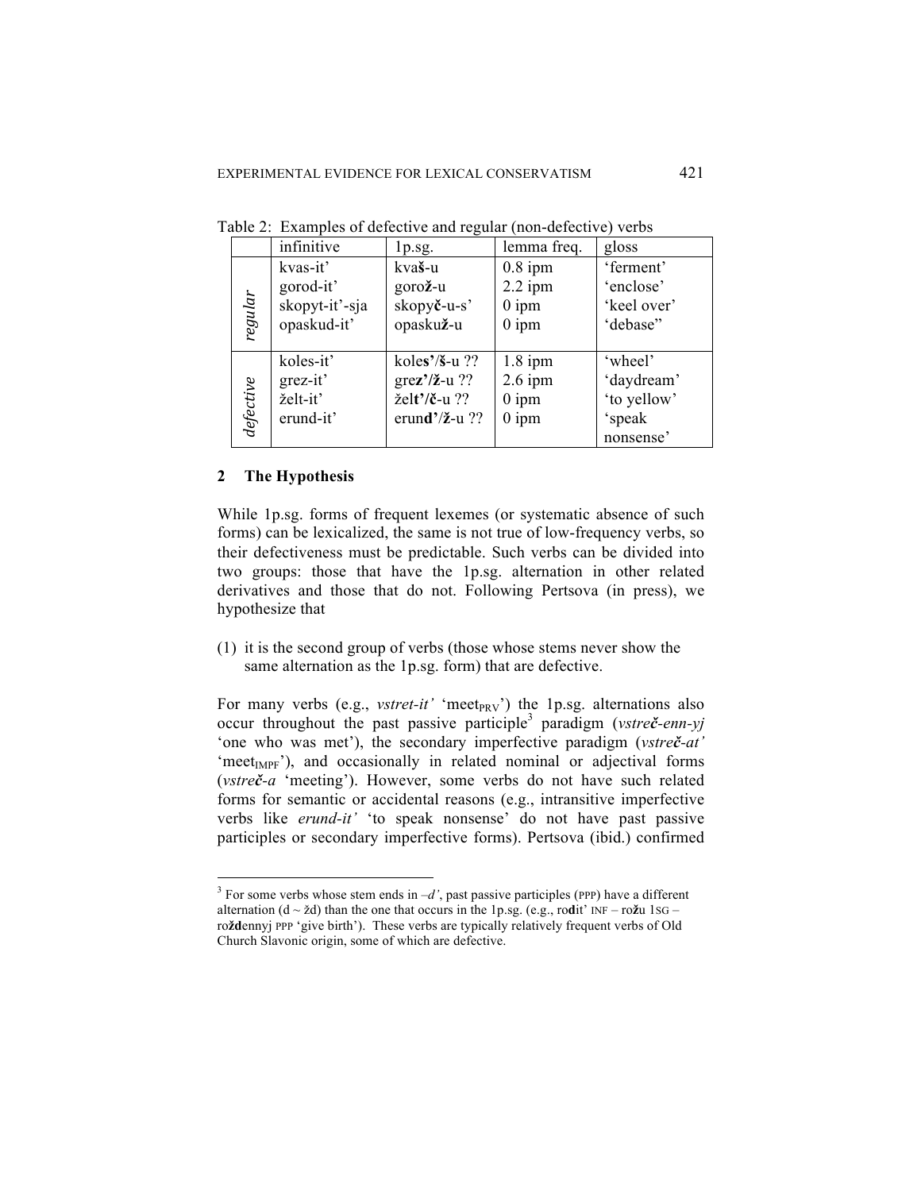Table 2: Examples of defective and regular (non-defective) verbs

| | infinitive | 1p.sg. | lemma freq. | gloss |
|---|---|---|---|---|
| *regular* | kvas-it' | kva**š**-u | 0.8 ipm | 'ferment' |
| | gorod-it' | goro**ž**-u | 2.2 ipm | 'enclose' |
| | skopyt-it'-sja | skopy**č**-u-s' | 0 ipm | 'keel over' |
| | opaskud-it' | opasku**ž**-u | 0 ipm | 'debase" |
| *defective* | koles-it' | kole**s'**/**š**-u ?? | 1.8 ipm | 'wheel' |
| | grez-it' | gre**z'**/**ž**-u ?? | 2.6 ipm | 'daydream' |
| | želt-it' | žel**t'**/**č**-u ?? | 0 ipm | 'to yellow' |
| | erund-it' | erun**d'**/**ž**-u ?? | 0 ipm | 'speak nonsense' |

## 2 The Hypothesis

While 1p.sg. forms of frequent lexemes (or systematic absence of such forms) can be lexicalized, the same is not true of low-frequency verbs, so their defectiveness must be predictable. Such verbs can be divided into two groups: those that have the 1p.sg. alternation in other related derivatives and those that do not. Following Pertsova (in press), we hypothesize that

(1) it is the second group of verbs (those whose stems never show the same alternation as the 1p.sg. form) that are defective.

For many verbs (e.g., *vstret-it'* 'meet$_{PRV}$') the 1p.sg. alternations also occur throughout the past passive participle[3] paradigm (*vstre**č**-enn-yj* 'one who was met'), the secondary imperfective paradigm (*vstre**č**-at'* 'meet$_{IMPF}$'), and occasionally in related nominal or adjectival forms (*vstre**č**-a* 'meeting'). However, some verbs do not have such related forms for semantic or accidental reasons (e.g., intransitive imperfective verbs like *erund-it'* 'to speak nonsense' do not have past passive participles or secondary imperfective forms). Pertsova (ibid.) confirmed

[3] For some verbs whose stem ends in *–d'*, past passive participles (PPP) have a different alternation (d ~ žd) than the one that occurs in the 1p.sg. (e.g., ro**d**it' INF – ro**ž**u 1SG – ro**žd**ennyj PPP 'give birth'). These verbs are typically relatively frequent verbs of Old Church Slavonic origin, some of which are defective.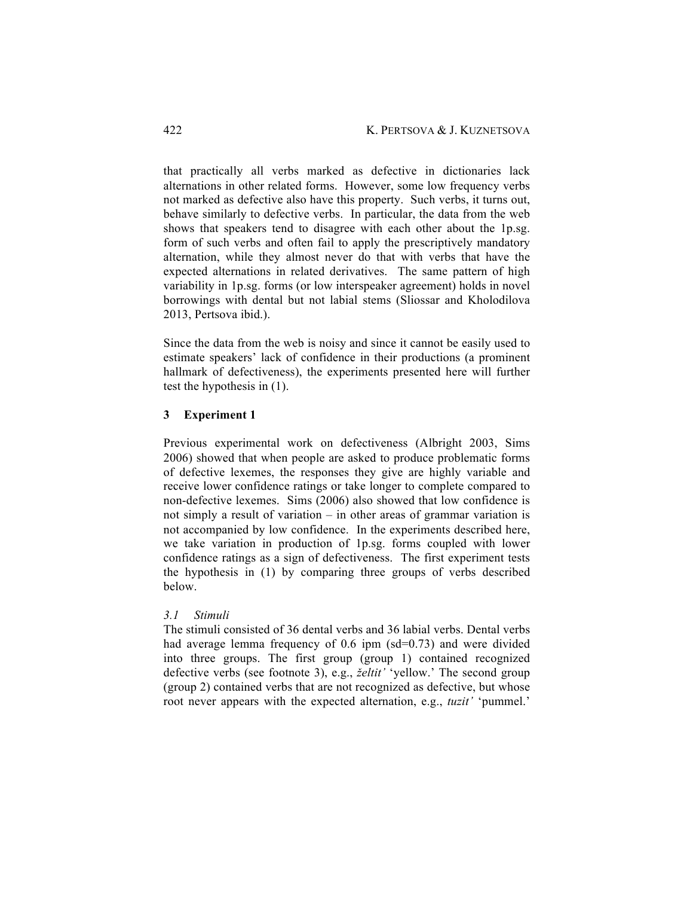that practically all verbs marked as defective in dictionaries lack alternations in other related forms. However, some low frequency verbs not marked as defective also have this property. Such verbs, it turns out, behave similarly to defective verbs. In particular, the data from the web shows that speakers tend to disagree with each other about the 1p.sg. form of such verbs and often fail to apply the prescriptively mandatory alternation, while they almost never do that with verbs that have the expected alternations in related derivatives. The same pattern of high variability in 1p.sg. forms (or low interspeaker agreement) holds in novel borrowings with dental but not labial stems (Sliossar and Kholodilova 2013, Pertsova ibid.).

Since the data from the web is noisy and since it cannot be easily used to estimate speakers' lack of confidence in their productions (a prominent hallmark of defectiveness), the experiments presented here will further test the hypothesis in (1).

## 3 Experiment 1

Previous experimental work on defectiveness (Albright 2003, Sims 2006) showed that when people are asked to produce problematic forms of defective lexemes, the responses they give are highly variable and receive lower confidence ratings or take longer to complete compared to non-defective lexemes. Sims (2006) also showed that low confidence is not simply a result of variation – in other areas of grammar variation is not accompanied by low confidence. In the experiments described here, we take variation in production of 1p.sg. forms coupled with lower confidence ratings as a sign of defectiveness. The first experiment tests the hypothesis in (1) by comparing three groups of verbs described below.

### *3.1 Stimuli*

The stimuli consisted of 36 dental verbs and 36 labial verbs. Dental verbs had average lemma frequency of 0.6 ipm (sd=0.73) and were divided into three groups. The first group (group 1) contained recognized defective verbs (see footnote 3), e.g., *želtit'* 'yellow.' The second group (group 2) contained verbs that are not recognized as defective, but whose root never appears with the expected alternation, e.g., *tuzit'* 'pummel.'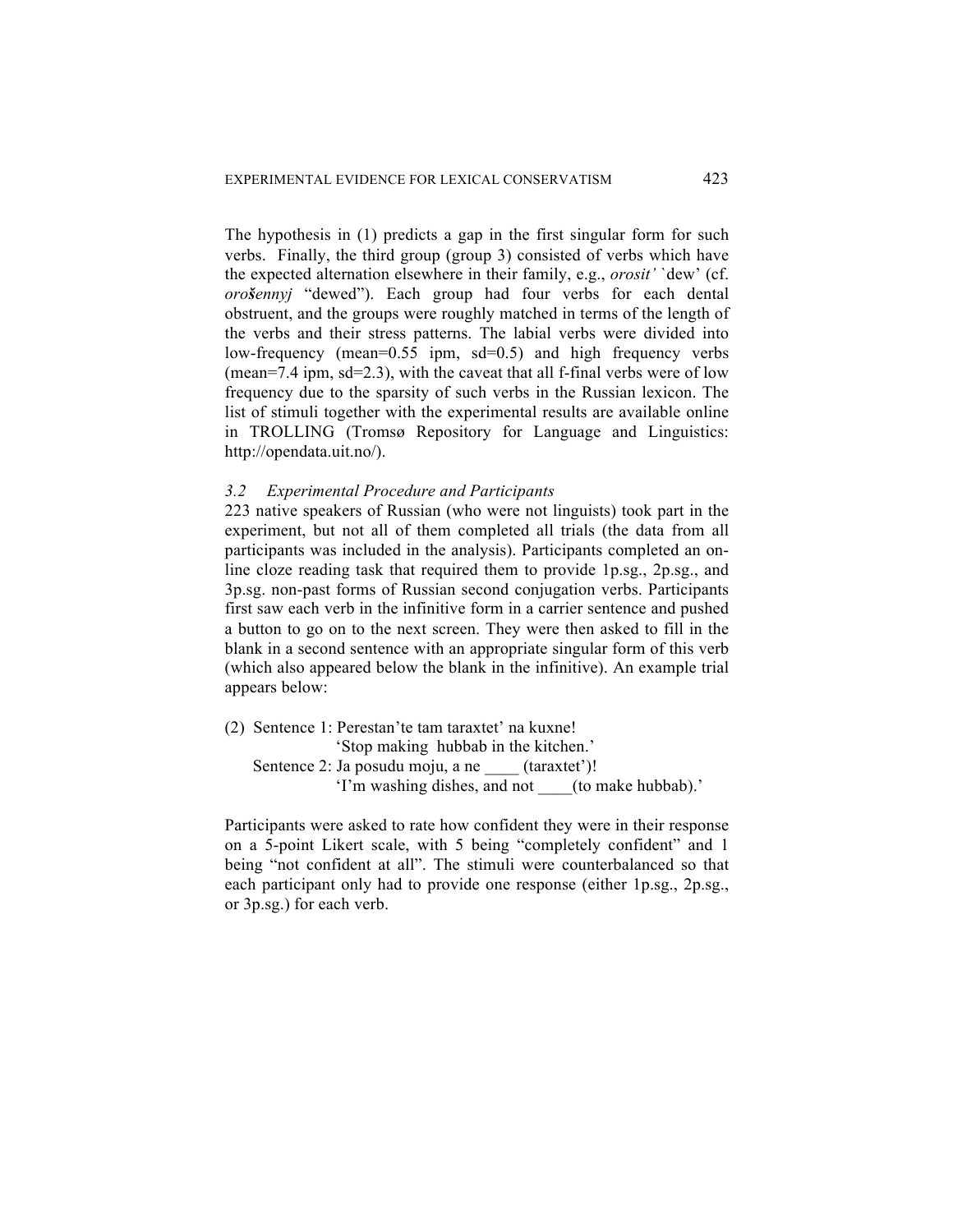The hypothesis in (1) predicts a gap in the first singular form for such verbs. Finally, the third group (group 3) consisted of verbs which have the expected alternation elsewhere in their family, e.g., *orosit'* `dew' (cf. *orošennyj* "dewed"). Each group had four verbs for each dental obstruent, and the groups were roughly matched in terms of the length of the verbs and their stress patterns. The labial verbs were divided into low-frequency (mean=0.55 ipm, sd=0.5) and high frequency verbs (mean=7.4 ipm, sd=2.3), with the caveat that all f-final verbs were of low frequency due to the sparsity of such verbs in the Russian lexicon. The list of stimuli together with the experimental results are available online in TROLLING (Tromsø Repository for Language and Linguistics: http://opendata.uit.no/).

### *3.2 Experimental Procedure and Participants*

223 native speakers of Russian (who were not linguists) took part in the experiment, but not all of them completed all trials (the data from all participants was included in the analysis). Participants completed an on-line cloze reading task that required them to provide 1p.sg., 2p.sg., and 3p.sg. non-past forms of Russian second conjugation verbs. Participants first saw each verb in the infinitive form in a carrier sentence and pushed a button to go on to the next screen. They were then asked to fill in the blank in a second sentence with an appropriate singular form of this verb (which also appeared below the blank in the infinitive). An example trial appears below:

(2) Sentence 1: Perestan'te tam taraxtet' na kuxne!
'Stop making hubbab in the kitchen.'
Sentence 2: Ja posudu moju, a ne ____ (taraxtet')!
'I'm washing dishes, and not ____(to make hubbab).'

Participants were asked to rate how confident they were in their response on a 5-point Likert scale, with 5 being "completely confident" and 1 being "not confident at all". The stimuli were counterbalanced so that each participant only had to provide one response (either 1p.sg., 2p.sg., or 3p.sg.) for each verb.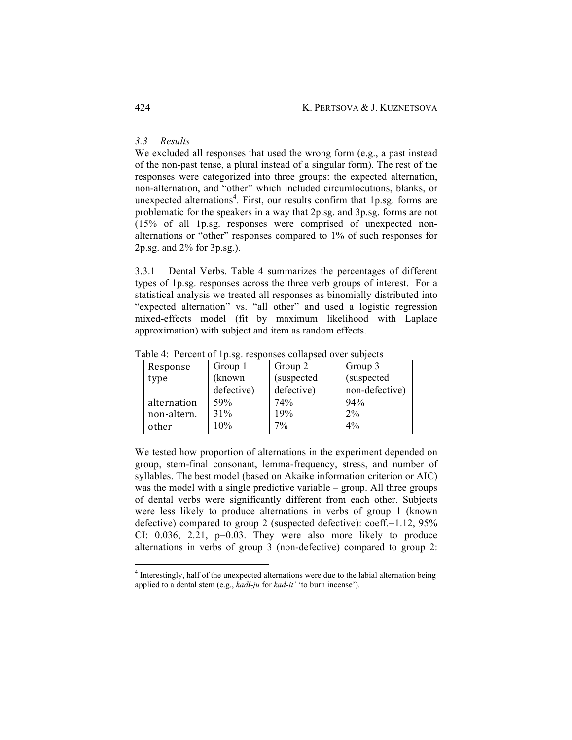### *3.3 Results*

We excluded all responses that used the wrong form (e.g., a past instead of the non-past tense, a plural instead of a singular form). The rest of the responses were categorized into three groups: the expected alternation, non-alternation, and "other" which included circumlocutions, blanks, or unexpected alternations[4]. First, our results confirm that 1p.sg. forms are problematic for the speakers in a way that 2p.sg. and 3p.sg. forms are not (15% of all 1p.sg. responses were comprised of unexpected non-alternations or "other" responses compared to 1% of such responses for 2p.sg. and 2% for 3p.sg.).

3.3.1 Dental Verbs. Table 4 summarizes the percentages of different types of 1p.sg. responses across the three verb groups of interest. For a statistical analysis we treated all responses as binomially distributed into "expected alternation" vs. "all other" and used a logistic regression mixed-effects model (fit by maximum likelihood with Laplace approximation) with subject and item as random effects.

Table 4: Percent of 1p.sg. responses collapsed over subjects

| Response type | Group 1 (known defective) | Group 2 (suspected defective) | Group 3 (suspected non-defective) |
|---|---|---|---|
| alternation | 59% | 74% | 94% |
| non-altern. | 31% | 19% | 2% |
| other | 10% | 7% | 4% |

We tested how proportion of alternations in the experiment depended on group, stem-final consonant, lemma-frequency, stress, and number of syllables. The best model (based on Akaike information criterion or AIC) was the model with a single predictive variable – group. All three groups of dental verbs were significantly different from each other. Subjects were less likely to produce alternations in verbs of group 1 (known defective) compared to group 2 (suspected defective): coeff.=1.12, 95% CI: 0.036, 2.21, p=0.03. They were also more likely to produce alternations in verbs of group 3 (non-defective) compared to group 2:

[4] Interestingly, half of the unexpected alternations were due to the labial alternation being applied to a dental stem (e.g., *kad**l**-ju* for *kad-it'* 'to burn incense').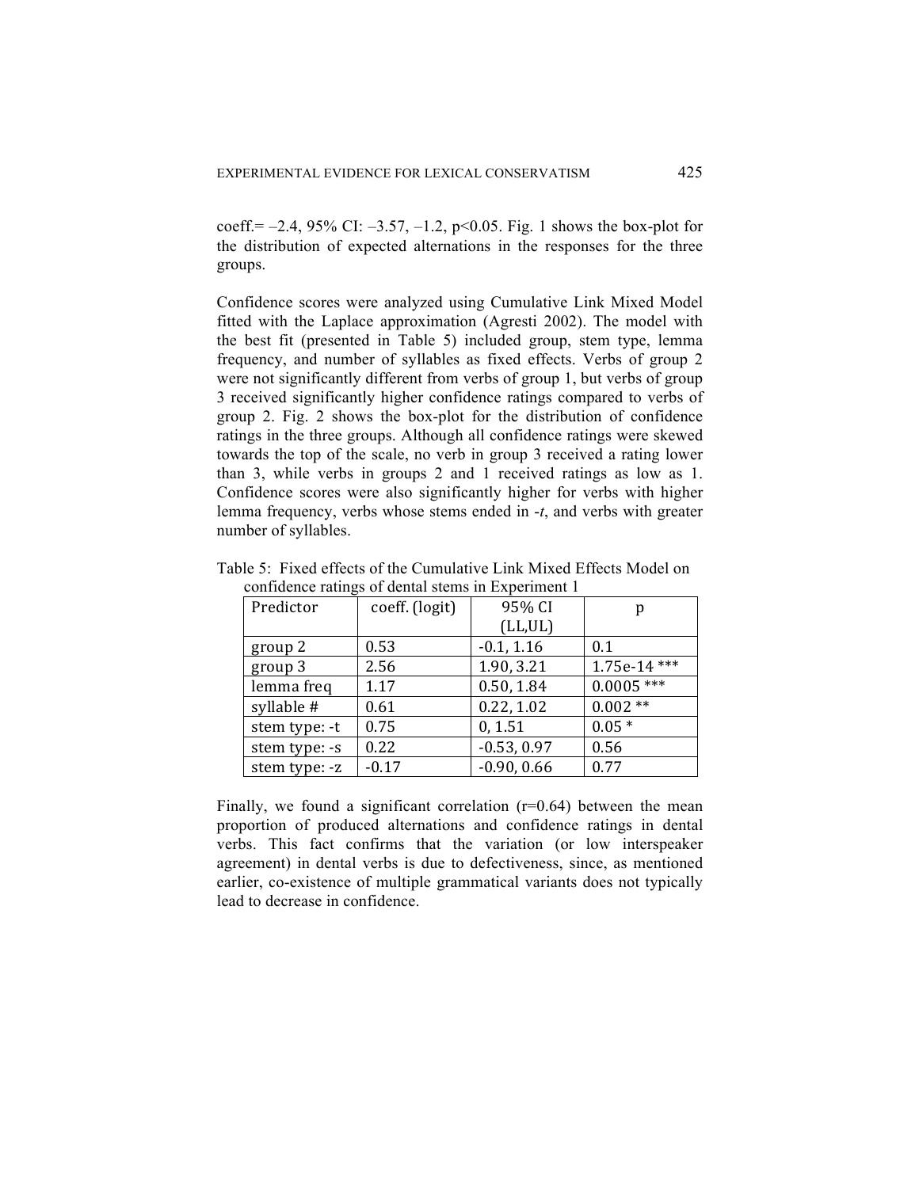coeff.= –2.4, 95% CI: –3.57, –1.2, $p<0.05$. Fig. 1 shows the box-plot for the distribution of expected alternations in the responses for the three groups.

Confidence scores were analyzed using Cumulative Link Mixed Model fitted with the Laplace approximation (Agresti 2002). The model with the best fit (presented in Table 5) included group, stem type, lemma frequency, and number of syllables as fixed effects. Verbs of group 2 were not significantly different from verbs of group 1, but verbs of group 3 received significantly higher confidence ratings compared to verbs of group 2. Fig. 2 shows the box-plot for the distribution of confidence ratings in the three groups. Although all confidence ratings were skewed towards the top of the scale, no verb in group 3 received a rating lower than 3, while verbs in groups 2 and 1 received ratings as low as 1. Confidence scores were also significantly higher for verbs with higher lemma frequency, verbs whose stems ended in *-t*, and verbs with greater number of syllables.

Table 5: Fixed effects of the Cumulative Link Mixed Effects Model on confidence ratings of dental stems in Experiment 1

| Predictor | coeff. (logit) | 95% CI (LL,UL) | p |
|---|---|---|---|
| group 2 | 0.53 | -0.1, 1.16 | 0.1 |
| group 3 | 2.56 | 1.90, 3.21 | 1.75e-14 *** |
| lemma freq | 1.17 | 0.50, 1.84 | 0.0005 *** |
| syllable # | 0.61 | 0.22, 1.02 | 0.002 ** |
| stem type: -t | 0.75 | 0, 1.51 | 0.05 * |
| stem type: -s | 0.22 | -0.53, 0.97 | 0.56 |
| stem type: -z | -0.17 | -0.90, 0.66 | 0.77 |

Finally, we found a significant correlation ($r=0.64$) between the mean proportion of produced alternations and confidence ratings in dental verbs. This fact confirms that the variation (or low interspeaker agreement) in dental verbs is due to defectiveness, since, as mentioned earlier, co-existence of multiple grammatical variants does not typically lead to decrease in confidence.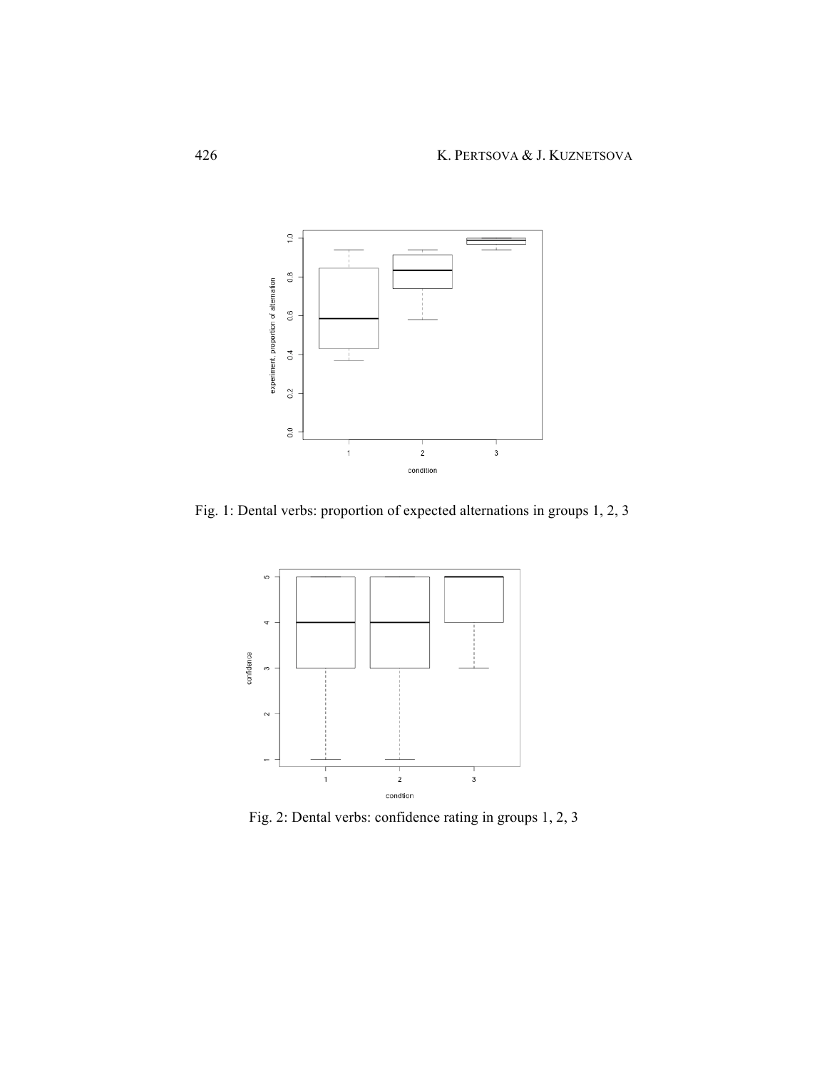Fig. 1: Dental verbs: proportion of expected alternations in groups 1, 2, 3

Fig. 2: Dental verbs: confidence rating in groups 1, 2, 3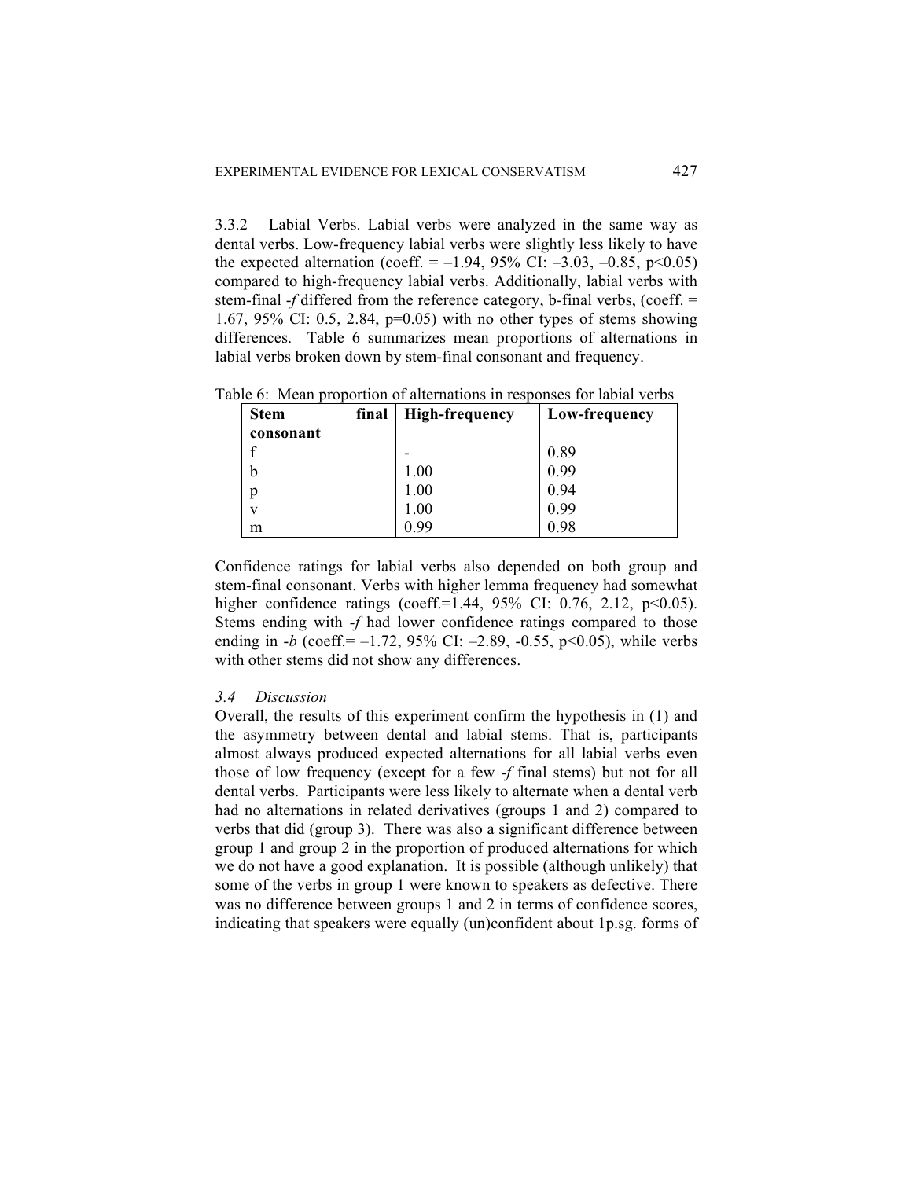3.3.2 Labial Verbs. Labial verbs were analyzed in the same way as dental verbs. Low-frequency labial verbs were slightly less likely to have the expected alternation (coeff. = –1.94, 95% CI: –3.03, –0.85, $p<0.05$) compared to high-frequency labial verbs. Additionally, labial verbs with stem-final *-f* differed from the reference category, b-final verbs, (coeff. = 1.67, 95% CI: 0.5, 2.84, $p=0.05$) with no other types of stems showing differences. Table 6 summarizes mean proportions of alternations in labial verbs broken down by stem-final consonant and frequency.

Table 6: Mean proportion of alternations in responses for labial verbs

| **Stem final consonant** | **High-frequency** | **Low-frequency** |
|---|---|---|
| f | - | 0.89 |
| b | 1.00 | 0.99 |
| p | 1.00 | 0.94 |
| v | 1.00 | 0.99 |
| m | 0.99 | 0.98 |

Confidence ratings for labial verbs also depended on both group and stem-final consonant. Verbs with higher lemma frequency had somewhat higher confidence ratings (coeff.=1.44, 95% CI: 0.76, 2.12, $p<0.05$). Stems ending with *-f* had lower confidence ratings compared to those ending in *-b* (coeff.= –1.72, 95% CI: –2.89, -0.55, $p<0.05$), while verbs with other stems did not show any differences.

### *3.4 Discussion*

Overall, the results of this experiment confirm the hypothesis in (1) and the asymmetry between dental and labial stems. That is, participants almost always produced expected alternations for all labial verbs even those of low frequency (except for a few *-f* final stems) but not for all dental verbs. Participants were less likely to alternate when a dental verb had no alternations in related derivatives (groups 1 and 2) compared to verbs that did (group 3). There was also a significant difference between group 1 and group 2 in the proportion of produced alternations for which we do not have a good explanation. It is possible (although unlikely) that some of the verbs in group 1 were known to speakers as defective. There was no difference between groups 1 and 2 in terms of confidence scores, indicating that speakers were equally (un)confident about 1p.sg. forms of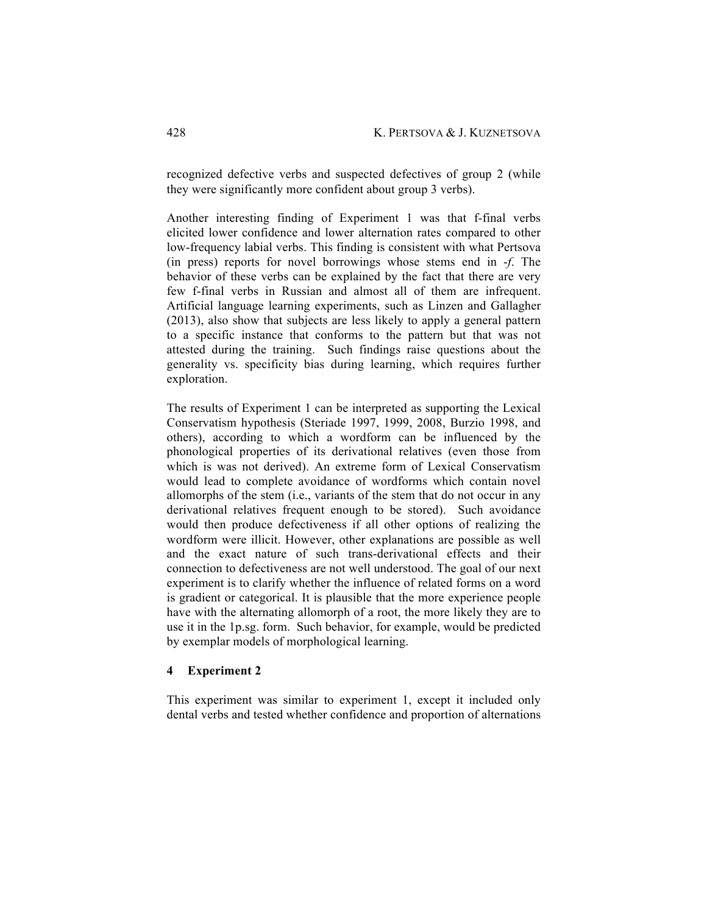recognized defective verbs and suspected defectives of group 2 (while they were significantly more confident about group 3 verbs).

Another interesting finding of Experiment 1 was that f-final verbs elicited lower confidence and lower alternation rates compared to other low-frequency labial verbs. This finding is consistent with what Pertsova (in press) reports for novel borrowings whose stems end in *-f*. The behavior of these verbs can be explained by the fact that there are very few f-final verbs in Russian and almost all of them are infrequent. Artificial language learning experiments, such as Linzen and Gallagher (2013), also show that subjects are less likely to apply a general pattern to a specific instance that conforms to the pattern but that was not attested during the training. Such findings raise questions about the generality vs. specificity bias during learning, which requires further exploration.

The results of Experiment 1 can be interpreted as supporting the Lexical Conservatism hypothesis (Steriade 1997, 1999, 2008, Burzio 1998, and others), according to which a wordform can be influenced by the phonological properties of its derivational relatives (even those from which is was not derived). An extreme form of Lexical Conservatism would lead to complete avoidance of wordforms which contain novel allomorphs of the stem (i.e., variants of the stem that do not occur in any derivational relatives frequent enough to be stored). Such avoidance would then produce defectiveness if all other options of realizing the wordform were illicit. However, other explanations are possible as well and the exact nature of such trans-derivational effects and their connection to defectiveness are not well understood. The goal of our next experiment is to clarify whether the influence of related forms on a word is gradient or categorical. It is plausible that the more experience people have with the alternating allomorph of a root, the more likely they are to use it in the 1p.sg. form. Such behavior, for example, would be predicted by exemplar models of morphological learning.

## 4 Experiment 2

This experiment was similar to experiment 1, except it included only dental verbs and tested whether confidence and proportion of alternations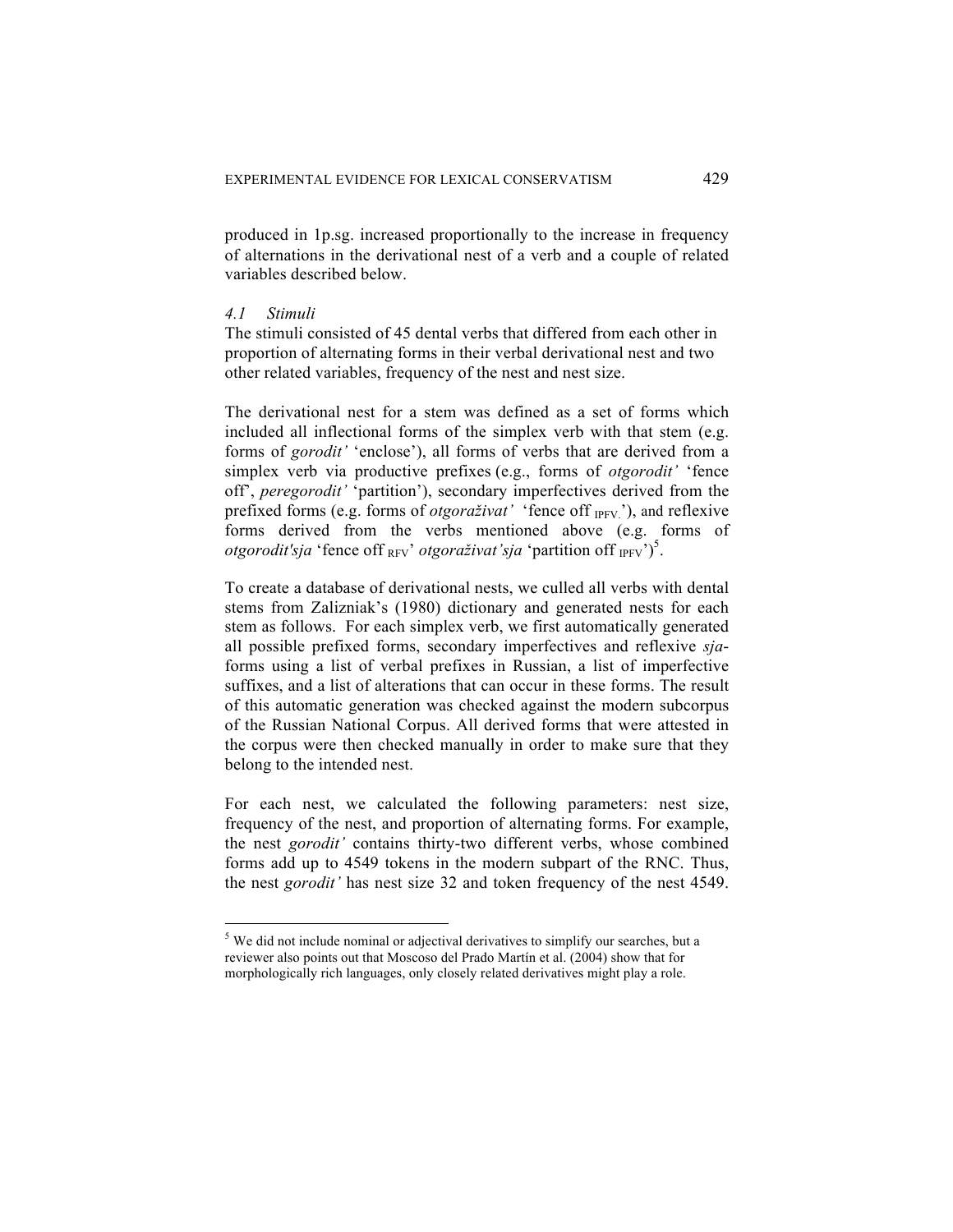produced in 1p.sg. increased proportionally to the increase in frequency of alternations in the derivational nest of a verb and a couple of related variables described below.

### *4.1 Stimuli*

The stimuli consisted of 45 dental verbs that differed from each other in proportion of alternating forms in their verbal derivational nest and two other related variables, frequency of the nest and nest size.

The derivational nest for a stem was defined as a set of forms which included all inflectional forms of the simplex verb with that stem (e.g. forms of *gorodit'* 'enclose'), all forms of verbs that are derived from a simplex verb via productive prefixes (e.g., forms of *otgorodit'* 'fence off', *peregorodit'* 'partition'), secondary imperfectives derived from the prefixed forms (e.g. forms of *otgoraživat'* 'fence off $_{\text{IPFV.}}$'), and reflexive forms derived from the verbs mentioned above (e.g. forms of *otgorodit'sja* 'fence off $_{\text{RFV}}$' *otgoraživat'sja* 'partition off $_{\text{IPFV}}$')[5].

To create a database of derivational nests, we culled all verbs with dental stems from Zalizniak's (1980) dictionary and generated nests for each stem as follows. For each simplex verb, we first automatically generated all possible prefixed forms, secondary imperfectives and reflexive *sja*-forms using a list of verbal prefixes in Russian, a list of imperfective suffixes, and a list of alterations that can occur in these forms. The result of this automatic generation was checked against the modern subcorpus of the Russian National Corpus. All derived forms that were attested in the corpus were then checked manually in order to make sure that they belong to the intended nest.

For each nest, we calculated the following parameters: nest size, frequency of the nest, and proportion of alternating forms. For example, the nest *gorodit'* contains thirty-two different verbs, whose combined forms add up to 4549 tokens in the modern subpart of the RNC. Thus, the nest *gorodit'* has nest size 32 and token frequency of the nest 4549.

---

[5] We did not include nominal or adjectival derivatives to simplify our searches, but a reviewer also points out that Moscoso del Prado Martín et al. (2004) show that for morphologically rich languages, only closely related derivatives might play a role.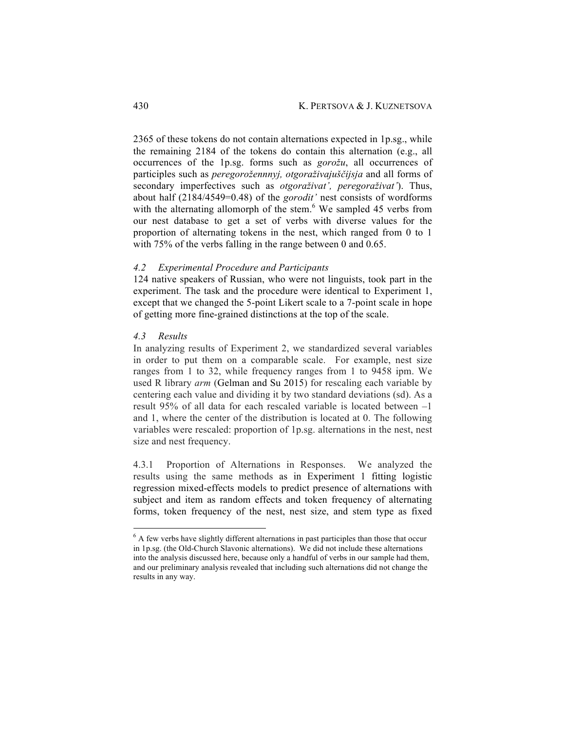2365 of these tokens do not contain alternations expected in 1p.sg., while the remaining 2184 of the tokens do contain this alternation (e.g., all occurrences of the 1p.sg. forms such as *gorožu*, all occurrences of participles such as *peregorožennnyj, otgoraživajuščijsja* and all forms of secondary imperfectives such as *otgoraživat', peregoraživat'*). Thus, about half (2184/4549=0.48) of the *gorodit'* nest consists of wordforms with the alternating allomorph of the stem.[6] We sampled 45 verbs from our nest database to get a set of verbs with diverse values for the proportion of alternating tokens in the nest, which ranged from 0 to 1 with 75% of the verbs falling in the range between 0 and 0.65.

### *4.2 Experimental Procedure and Participants*

124 native speakers of Russian, who were not linguists, took part in the experiment. The task and the procedure were identical to Experiment 1, except that we changed the 5-point Likert scale to a 7-point scale in hope of getting more fine-grained distinctions at the top of the scale.

### *4.3 Results*

In analyzing results of Experiment 2, we standardized several variables in order to put them on a comparable scale. For example, nest size ranges from 1 to 32, while frequency ranges from 1 to 9458 ipm. We used R library *arm* (Gelman and Su 2015) for rescaling each variable by centering each value and dividing it by two standard deviations (sd). As a result 95% of all data for each rescaled variable is located between –1 and 1, where the center of the distribution is located at 0. The following variables were rescaled: proportion of 1p.sg. alternations in the nest, nest size and nest frequency.

4.3.1 Proportion of Alternations in Responses. We analyzed the results using the same methods as in Experiment 1 fitting logistic regression mixed-effects models to predict presence of alternations with subject and item as random effects and token frequency of alternating forms, token frequency of the nest, nest size, and stem type as fixed

---

[6] A few verbs have slightly different alternations in past participles than those that occur in 1p.sg. (the Old-Church Slavonic alternations). We did not include these alternations into the analysis discussed here, because only a handful of verbs in our sample had them, and our preliminary analysis revealed that including such alternations did not change the results in any way.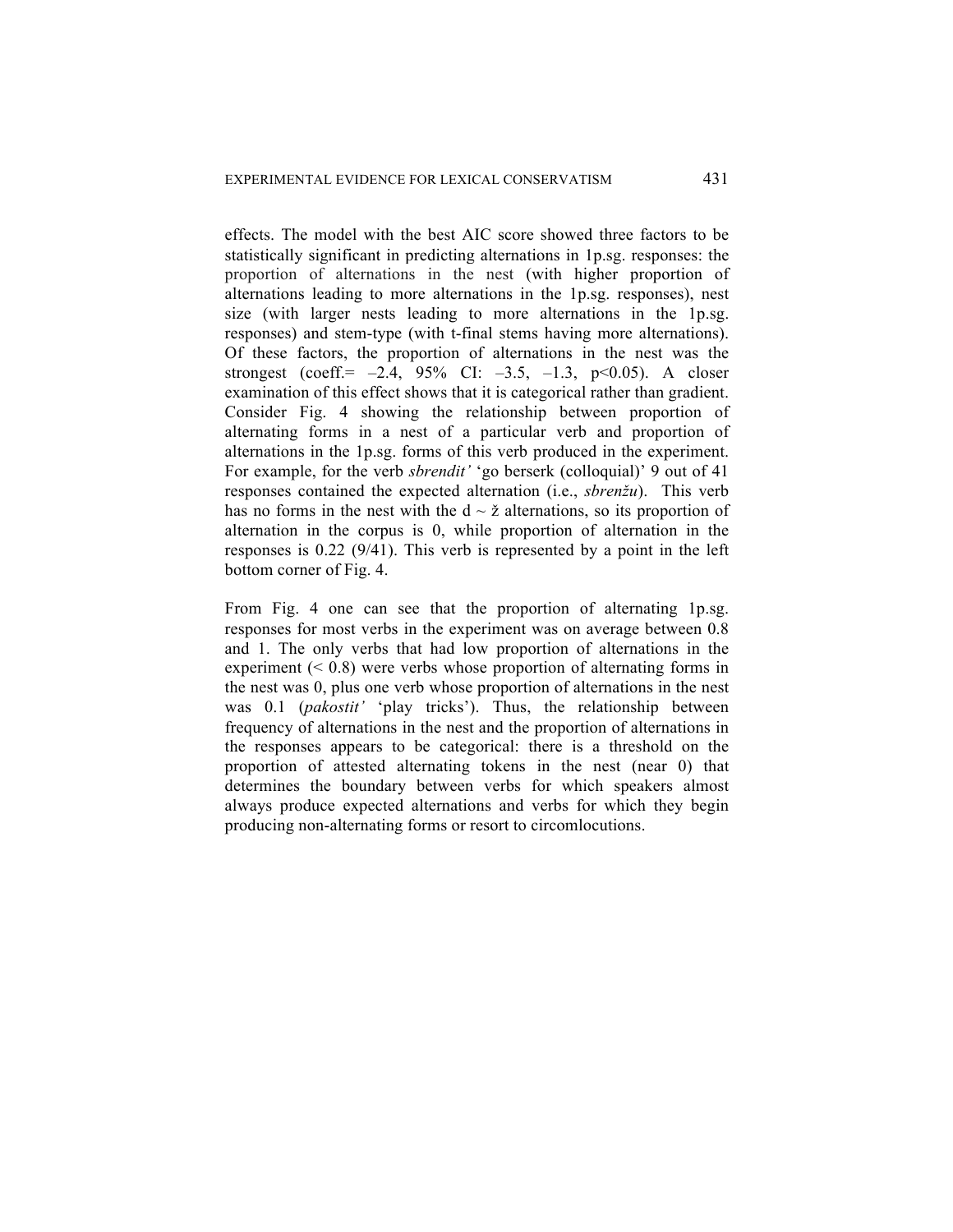effects. The model with the best AIC score showed three factors to be statistically significant in predicting alternations in 1p.sg. responses: the proportion of alternations in the nest (with higher proportion of alternations leading to more alternations in the 1p.sg. responses), nest size (with larger nests leading to more alternations in the 1p.sg. responses) and stem-type (with t-final stems having more alternations). Of these factors, the proportion of alternations in the nest was the strongest (coeff.= –2.4, 95% CI: –3.5, –1.3, $p<0.05$). A closer examination of this effect shows that it is categorical rather than gradient. Consider Fig. 4 showing the relationship between proportion of alternating forms in a nest of a particular verb and proportion of alternations in the 1p.sg. forms of this verb produced in the experiment. For example, for the verb *sbrendit'* 'go berserk (colloquial)' 9 out of 41 responses contained the expected alternation (i.e., *sbrenžu*). This verb has no forms in the nest with the d ~ ž alternations, so its proportion of alternation in the corpus is 0, while proportion of alternation in the responses is 0.22 (9/41). This verb is represented by a point in the left bottom corner of Fig. 4.

From Fig. 4 one can see that the proportion of alternating 1p.sg. responses for most verbs in the experiment was on average between 0.8 and 1. The only verbs that had low proportion of alternations in the experiment (< 0.8) were verbs whose proportion of alternating forms in the nest was 0, plus one verb whose proportion of alternations in the nest was 0.1 (*pakostit'* 'play tricks'). Thus, the relationship between frequency of alternations in the nest and the proportion of alternations in the responses appears to be categorical: there is a threshold on the proportion of attested alternating tokens in the nest (near 0) that determines the boundary between verbs for which speakers almost always produce expected alternations and verbs for which they begin producing non-alternating forms or resort to circomlocutions.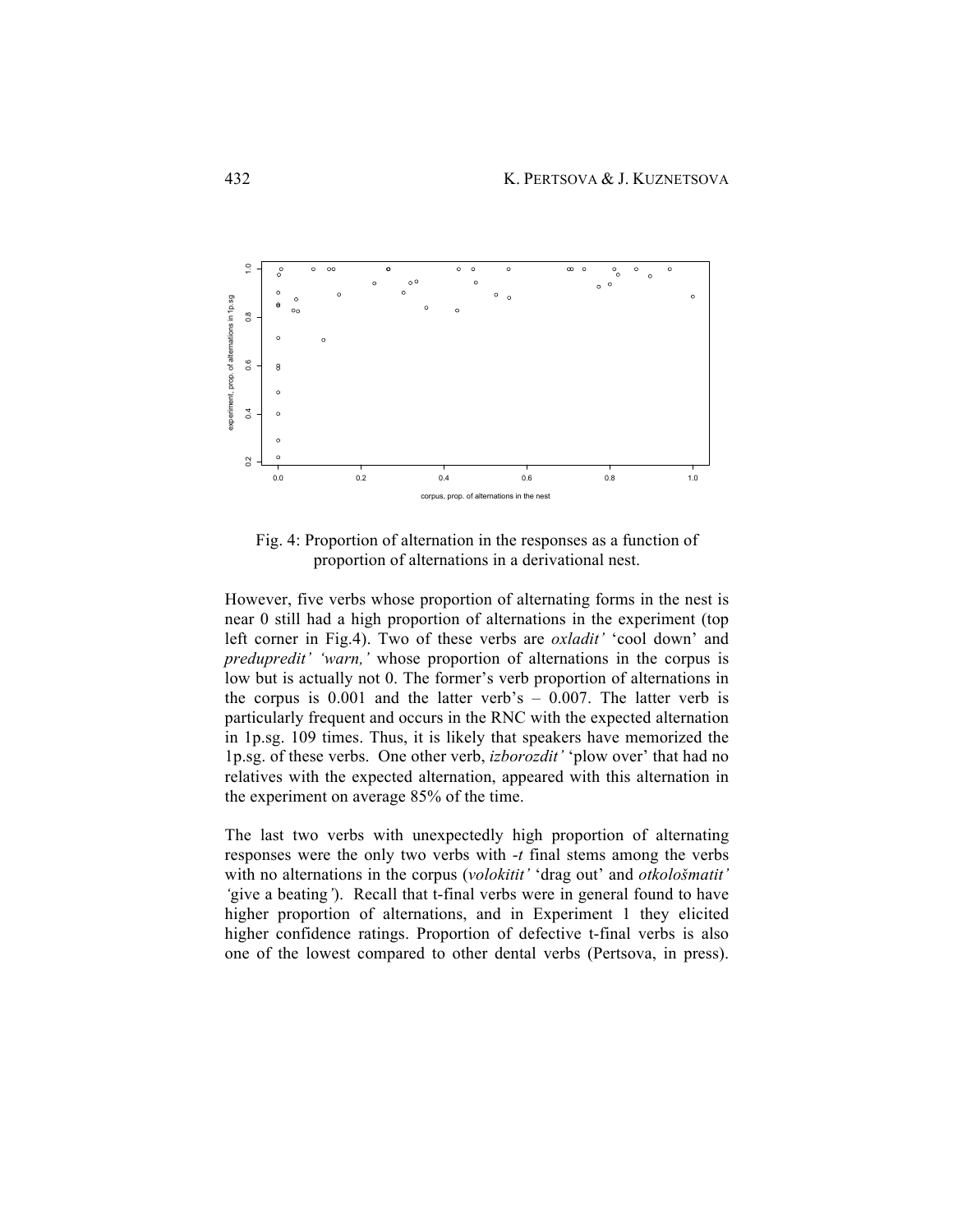Fig. 4: Proportion of alternation in the responses as a function of proportion of alternations in a derivational nest.

However, five verbs whose proportion of alternating forms in the nest is near 0 still had a high proportion of alternations in the experiment (top left corner in Fig.4). Two of these verbs are *oxladit'* 'cool down' and *predupredit' 'warn,'* whose proportion of alternations in the corpus is low but is actually not 0. The former's verb proportion of alternations in the corpus is 0.001 and the latter verb's – 0.007. The latter verb is particularly frequent and occurs in the RNC with the expected alternation in 1p.sg. 109 times. Thus, it is likely that speakers have memorized the 1p.sg. of these verbs. One other verb, *izborozdit'* 'plow over' that had no relatives with the expected alternation, appeared with this alternation in the experiment on average 85% of the time.

The last two verbs with unexpectedly high proportion of alternating responses were the only two verbs with *-t* final stems among the verbs with no alternations in the corpus (*volokitit'* 'drag out' and *otkološmatit' '*give a beating*'*). Recall that t-final verbs were in general found to have higher proportion of alternations, and in Experiment 1 they elicited higher confidence ratings. Proportion of defective t-final verbs is also one of the lowest compared to other dental verbs (Pertsova, in press).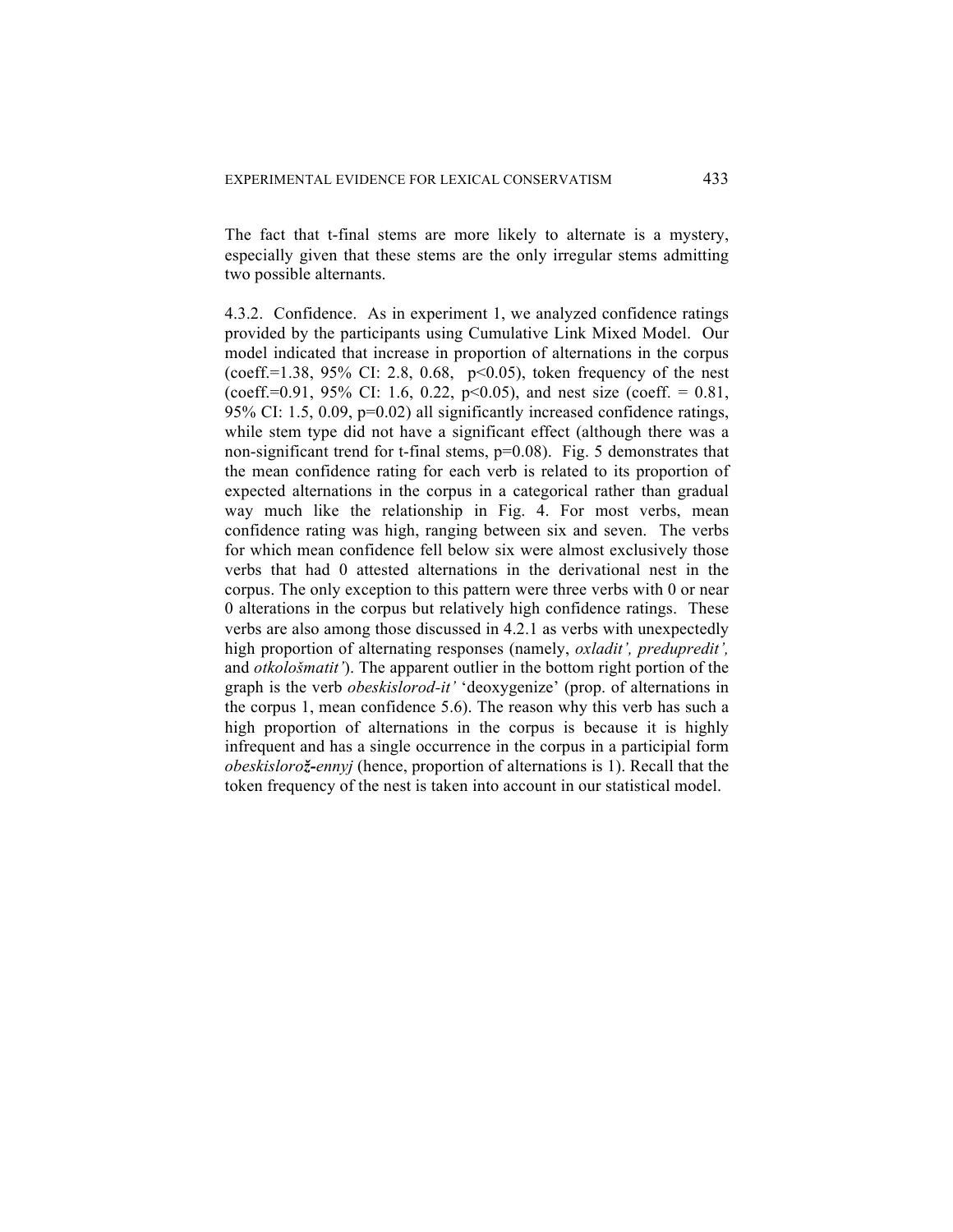The fact that t-final stems are more likely to alternate is a mystery, especially given that these stems are the only irregular stems admitting two possible alternants.

4.3.2. Confidence. As in experiment 1, we analyzed confidence ratings provided by the participants using Cumulative Link Mixed Model. Our model indicated that increase in proportion of alternations in the corpus (coeff.=1.38, 95% CI: 2.8, 0.68, $p<0.05$), token frequency of the nest (coeff.=0.91, 95% CI: 1.6, 0.22, $p<0.05$), and nest size (coeff. = 0.81, 95% CI: 1.5, 0.09, $p=0.02$) all significantly increased confidence ratings, while stem type did not have a significant effect (although there was a non-significant trend for t-final stems, $p=0.08$). Fig. 5 demonstrates that the mean confidence rating for each verb is related to its proportion of expected alternations in the corpus in a categorical rather than gradual way much like the relationship in Fig. 4. For most verbs, mean confidence rating was high, ranging between six and seven. The verbs for which mean confidence fell below six were almost exclusively those verbs that had 0 attested alternations in the derivational nest in the corpus. The only exception to this pattern were three verbs with 0 or near 0 alterations in the corpus but relatively high confidence ratings. These verbs are also among those discussed in 4.2.1 as verbs with unexpectedly high proportion of alternating responses (namely, *oxladit', predupredit',* and *otkološmatit'*). The apparent outlier in the bottom right portion of the graph is the verb *obeskislorod-it'* 'deoxygenize' (prop. of alternations in the corpus 1, mean confidence 5.6). The reason why this verb has such a high proportion of alternations in the corpus is because it is highly infrequent and has a single occurrence in the corpus in a participial form *obeskisloro**ž**-ennyj* (hence, proportion of alternations is 1). Recall that the token frequency of the nest is taken into account in our statistical model.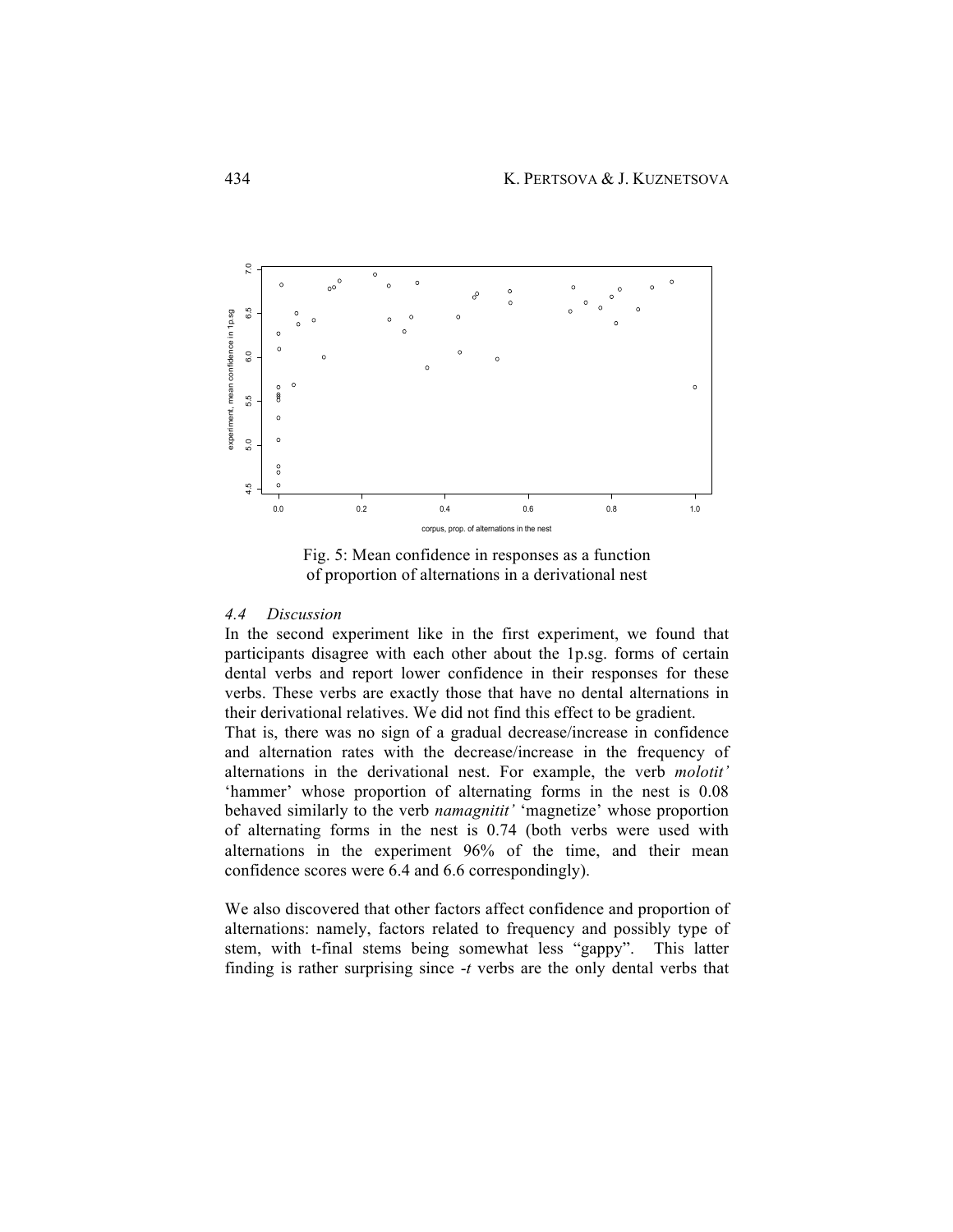Fig. 5: Mean confidence in responses as a function of proportion of alternations in a derivational nest

### 4.4 Discussion

In the second experiment like in the first experiment, we found that participants disagree with each other about the 1p.sg. forms of certain dental verbs and report lower confidence in their responses for these verbs. These verbs are exactly those that have no dental alternations in their derivational relatives. We did not find this effect to be gradient. That is, there was no sign of a gradual decrease/increase in confidence and alternation rates with the decrease/increase in the frequency of alternations in the derivational nest. For example, the verb *molotit'* 'hammer' whose proportion of alternating forms in the nest is 0.08 behaved similarly to the verb *namagnitit'* 'magnetize' whose proportion of alternating forms in the nest is 0.74 (both verbs were used with alternations in the experiment 96% of the time, and their mean confidence scores were 6.4 and 6.6 correspondingly).

We also discovered that other factors affect confidence and proportion of alternations: namely, factors related to frequency and possibly type of stem, with t-final stems being somewhat less "gappy". This latter finding is rather surprising since *-t* verbs are the only dental verbs that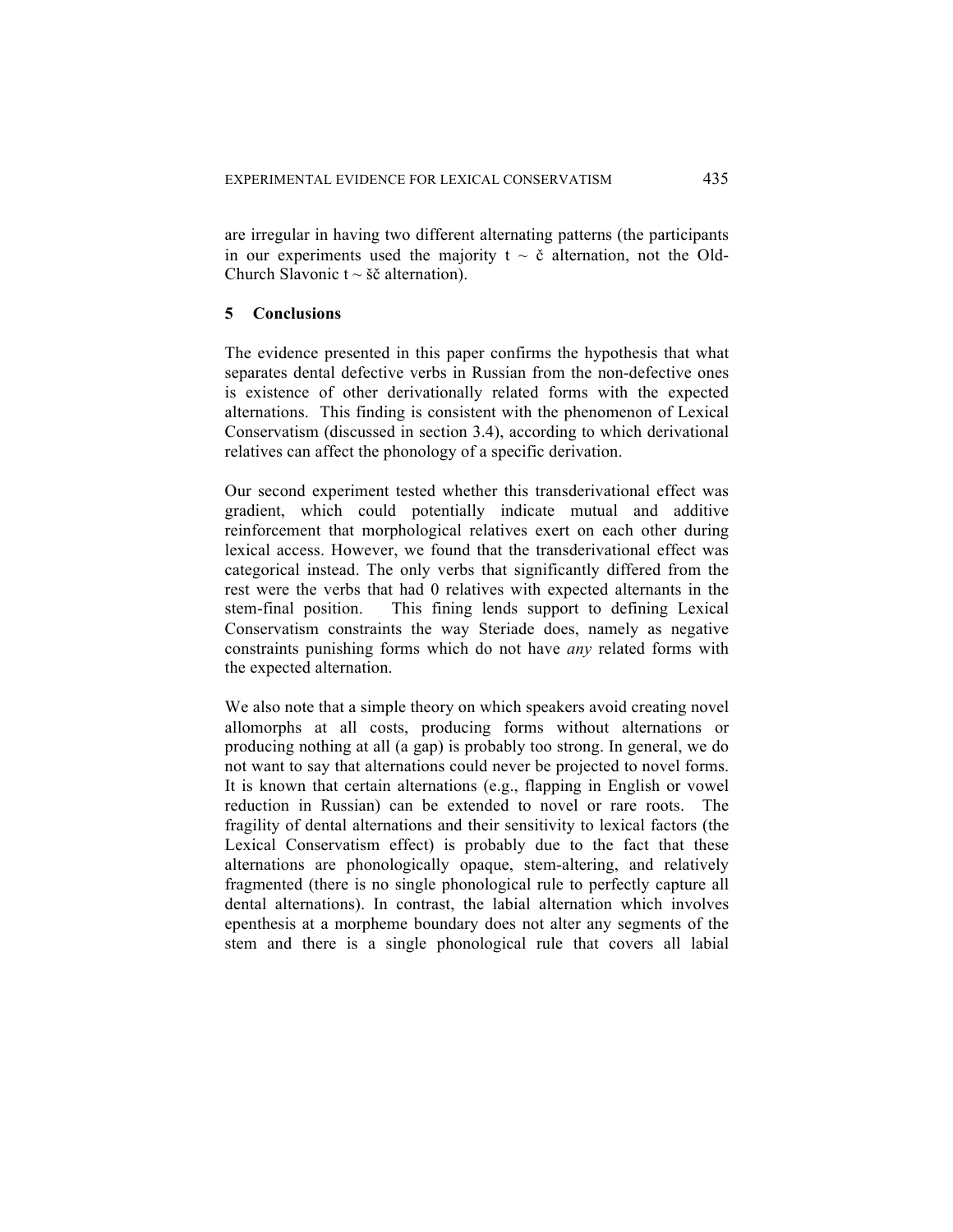are irregular in having two different alternating patterns (the participants in our experiments used the majority t ~ č alternation, not the Old-Church Slavonic t ~ šč alternation).

## 5 Conclusions

The evidence presented in this paper confirms the hypothesis that what separates dental defective verbs in Russian from the non-defective ones is existence of other derivationally related forms with the expected alternations. This finding is consistent with the phenomenon of Lexical Conservatism (discussed in section 3.4), according to which derivational relatives can affect the phonology of a specific derivation.

Our second experiment tested whether this transderivational effect was gradient, which could potentially indicate mutual and additive reinforcement that morphological relatives exert on each other during lexical access. However, we found that the transderivational effect was categorical instead. The only verbs that significantly differed from the rest were the verbs that had 0 relatives with expected alternants in the stem-final position. This fining lends support to defining Lexical Conservatism constraints the way Steriade does, namely as negative constraints punishing forms which do not have *any* related forms with the expected alternation.

We also note that a simple theory on which speakers avoid creating novel allomorphs at all costs, producing forms without alternations or producing nothing at all (a gap) is probably too strong. In general, we do not want to say that alternations could never be projected to novel forms. It is known that certain alternations (e.g., flapping in English or vowel reduction in Russian) can be extended to novel or rare roots. The fragility of dental alternations and their sensitivity to lexical factors (the Lexical Conservatism effect) is probably due to the fact that these alternations are phonologically opaque, stem-altering, and relatively fragmented (there is no single phonological rule to perfectly capture all dental alternations). In contrast, the labial alternation which involves epenthesis at a morpheme boundary does not alter any segments of the stem and there is a single phonological rule that covers all labial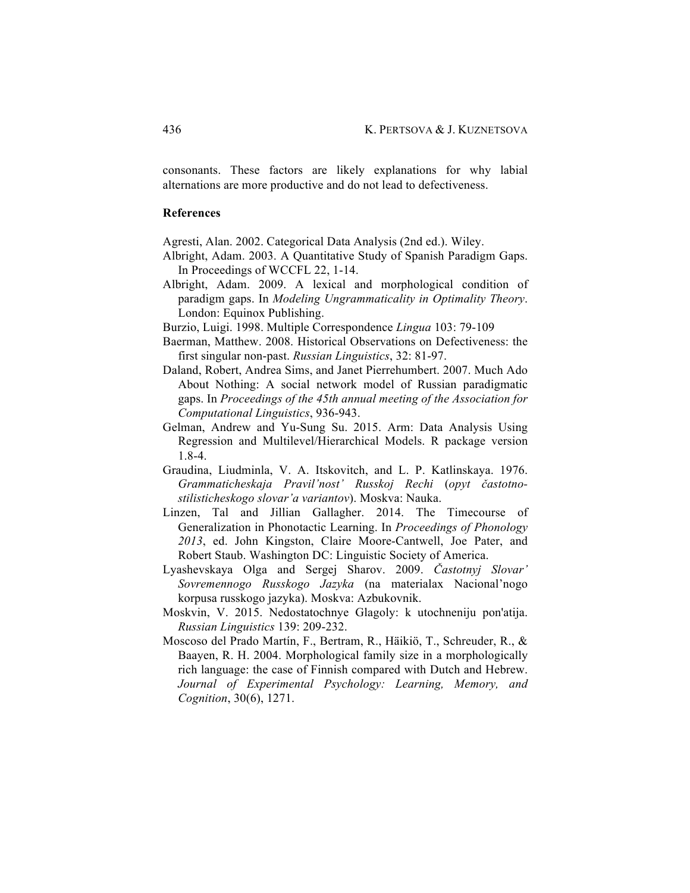consonants. These factors are likely explanations for why labial alternations are more productive and do not lead to defectiveness.

**References**

Agresti, Alan. 2002. Categorical Data Analysis (2nd ed.). Wiley.

Albright, Adam. 2003. A Quantitative Study of Spanish Paradigm Gaps. In Proceedings of WCCFL 22, 1-14.

Albright, Adam. 2009. A lexical and morphological condition of paradigm gaps. In *Modeling Ungrammaticality in Optimality Theory*. London: Equinox Publishing.

Burzio, Luigi. 1998. Multiple Correspondence *Lingua* 103: 79-109

Baerman, Matthew. 2008. Historical Observations on Defectiveness: the first singular non-past. *Russian Linguistics*, 32: 81-97.

Daland, Robert, Andrea Sims, and Janet Pierrehumbert. 2007. Much Ado About Nothing: A social network model of Russian paradigmatic gaps. In *Proceedings of the 45th annual meeting of the Association for Computational Linguistics*, 936-943.

Gelman, Andrew and Yu-Sung Su. 2015. Arm: Data Analysis Using Regression and Multilevel/Hierarchical Models. R package version 1.8-4.

Graudina, Liudminla, V. A. Itskovitch, and L. P. Katlinskaya. 1976. *Grammaticheskaja Pravil'nost' Russkoj Rechi* (*opyt častotno-stilisticheskogo slovar'a variantov*). Moskva: Nauka.

Linzen, Tal and Jillian Gallagher. 2014. The Timecourse of Generalization in Phonotactic Learning. In *Proceedings of Phonology 2013*, ed. John Kingston, Claire Moore-Cantwell, Joe Pater, and Robert Staub. Washington DC: Linguistic Society of America.

Lyashevskaya Olga and Sergej Sharov. 2009. *Častotnyj Slovar' Sovremennogo Russkogo Jazyka* (na materialax Nacional'nogo korpusa russkogo jazyka). Moskva: Azbukovnik.

Moskvin, V. 2015. Nedostatochnye Glagoly: k utochneniju pon'atija. *Russian Linguistics* 139: 209-232.

Moscoso del Prado Martín, F., Bertram, R., Häikiö, T., Schreuder, R., & Baayen, R. H. 2004. Morphological family size in a morphologically rich language: the case of Finnish compared with Dutch and Hebrew. *Journal of Experimental Psychology: Learning, Memory, and Cognition*, 30(6), 1271.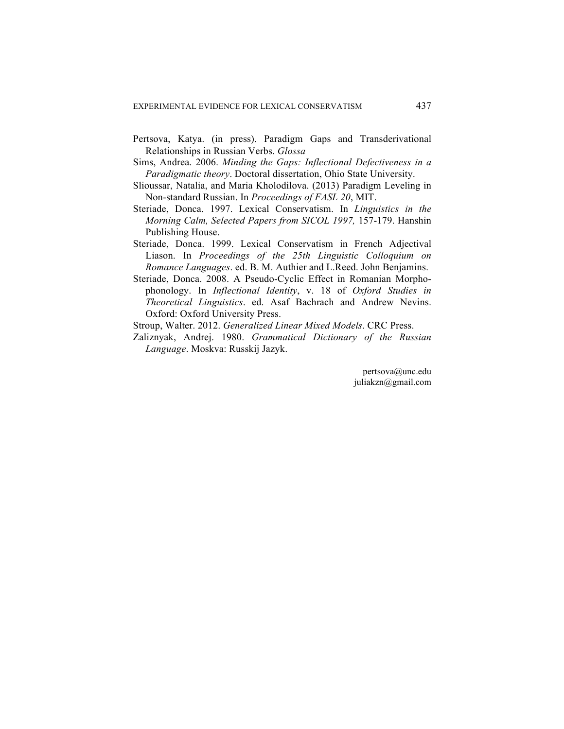Pertsova, Katya. (in press). Paradigm Gaps and Transderivational Relationships in Russian Verbs. *Glossa*

Sims, Andrea. 2006. *Minding the Gaps: Inflectional Defectiveness in a Paradigmatic theory*. Doctoral dissertation, Ohio State University.

Slioussar, Natalia, and Maria Kholodilova. (2013) Paradigm Leveling in Non-standard Russian. In *Proceedings of FASL 20*, MIT.

Steriade, Donca. 1997. Lexical Conservatism. In *Linguistics in the Morning Calm, Selected Papers from SICOL 1997,* 157-179. Hanshin Publishing House.

Steriade, Donca. 1999. Lexical Conservatism in French Adjectival Liason. In *Proceedings of the 25th Linguistic Colloquium on Romance Languages*. ed. B. M. Authier and L.Reed. John Benjamins.

Steriade, Donca. 2008. A Pseudo-Cyclic Effect in Romanian Morpho-phonology. In *Inflectional Identity*, v. 18 of *Oxford Studies in Theoretical Linguistics*. ed. Asaf Bachrach and Andrew Nevins. Oxford: Oxford University Press.

Stroup, Walter. 2012. *Generalized Linear Mixed Models*. CRC Press.

Zaliznyak, Andrej. 1980. *Grammatical Dictionary of the Russian Language*. Moskva: Russkij Jazyk.

pertsova@unc.edu
juliakzn@gmail.com